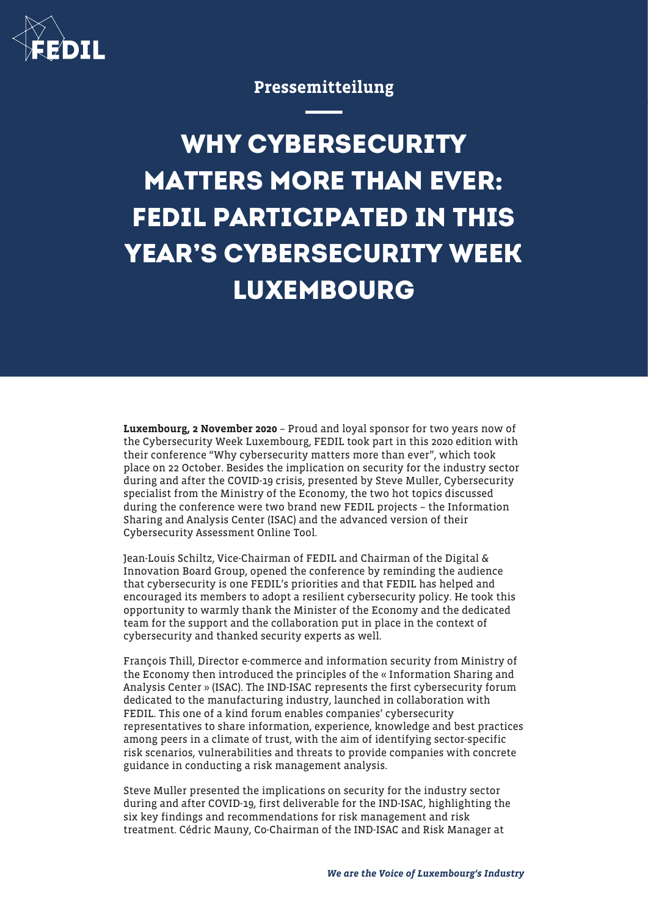Pressemitteilung

# WHY CYBERSECURITY MATTERS MORE THAN EVER: FEDIL PARTICIPATED IN THIS YEAR'S CYBERSECURITY WEEK LUXEMBOURG

**Luxembourg, 2 November 2020** – Proud and loyal sponsor for two years now of the Cybersecurity Week Luxembourg, FEDIL took part in this 2020 edition with their conference "Why cybersecurity matters more than ever", which took place on 22 October. Besides the implication on security for the industry sector during and after the COVID-19 crisis, presented by Steve Muller, Cybersecurity specialist from the Ministry of the Economy, the two hot topics discussed during the conference were two brand new FEDIL projects – the Information Sharing and Analysis Center (ISAC) and the advanced version of their Cybersecurity Assessment Online Tool.

Jean-Louis Schiltz, Vice-Chairman of FEDIL and Chairman of the Digital & Innovation Board Group, opened the conference by reminding the audience that cybersecurity is one FEDIL's priorities and that FEDIL has helped and encouraged its members to adopt a resilient cybersecurity policy. He took this opportunity to warmly thank the Minister of the Economy and the dedicated team for the support and the collaboration put in place in the context of cybersecurity and thanked security experts as well.

François Thill, Director e-commerce and information security from Ministry of the Economy then introduced the principles of the « Information Sharing and Analysis Center » (ISAC). The IND-ISAC represents the first cybersecurity forum dedicated to the manufacturing industry, launched in collaboration with FEDIL. This one of a kind forum enables companies' cybersecurity representatives to share information, experience, knowledge and best practices among peers in a climate of trust, with the aim of identifying sector-specific risk scenarios, vulnerabilities and threats to provide companies with concrete guidance in conducting a risk management analysis.

Steve Muller presented the implications on security for the industry sector during and after COVID-19, first deliverable for the IND-ISAC, highlighting the six key findings and recommendations for risk management and risk treatment. Cédric Mauny, Co-Chairman of the IND-ISAC and Risk Manager at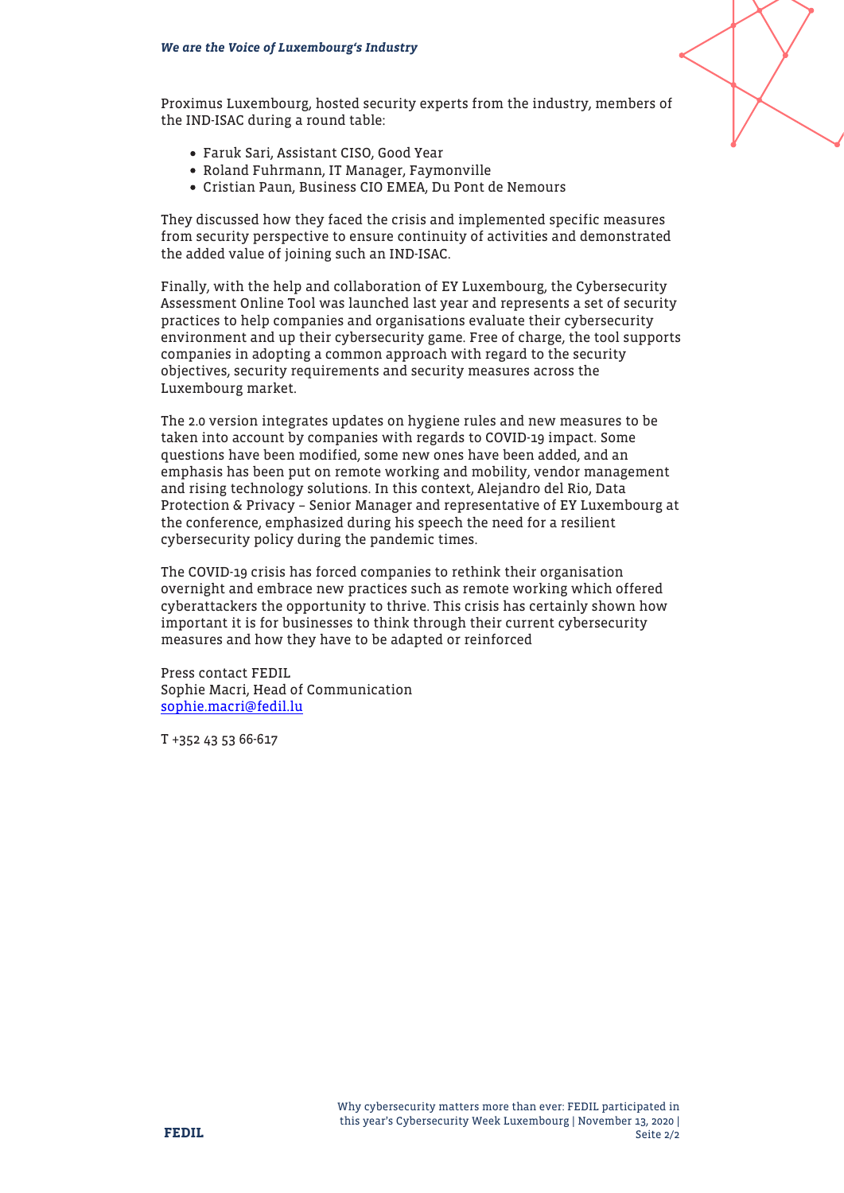Proximus Luxembourg, hosted security experts from the industry, members of the IND-ISAC during a round table:

- Faruk Sari, Assistant CISO, Good Year
- Roland Fuhrmann, IT Manager, Faymonville
- Cristian Paun, Business CIO EMEA, Du Pont de Nemours

They discussed how they faced the crisis and implemented specific measures from security perspective to ensure continuity of activities and demonstrated the added value of joining such an IND-ISAC.

Finally, with the help and collaboration of EY Luxembourg, the Cybersecurity Assessment Online Tool was launched last year and represents a set of security practices to help companies and organisations evaluate their cybersecurity environment and up their cybersecurity game. Free of charge, the tool supports companies in adopting a common approach with regard to the security objectives, security requirements and security measures across the Luxembourg market.

The 2.0 version integrates updates on hygiene rules and new measures to be taken into account by companies with regards to COVID-19 impact. Some questions have been modified, some new ones have been added, and an emphasis has been put on remote working and mobility, vendor management and rising technology solutions. In this context, Alejandro del Rio, Data Protection & Privacy – Senior Manager and representative of EY Luxembourg at the conference, emphasized during his speech the need for a resilient cybersecurity policy during the pandemic times.

The COVID-19 crisis has forced companies to rethink their organisation overnight and embrace new practices such as remote working which offered cyberattackers the opportunity to thrive. This crisis has certainly shown how important it is for businesses to think through their current cybersecurity measures and how they have to be adapted or reinforced

Press contact FEDIL
Sophie Macri, Head of Communication
sophie.macri@fedil.lu

T +352 43 53 66-617